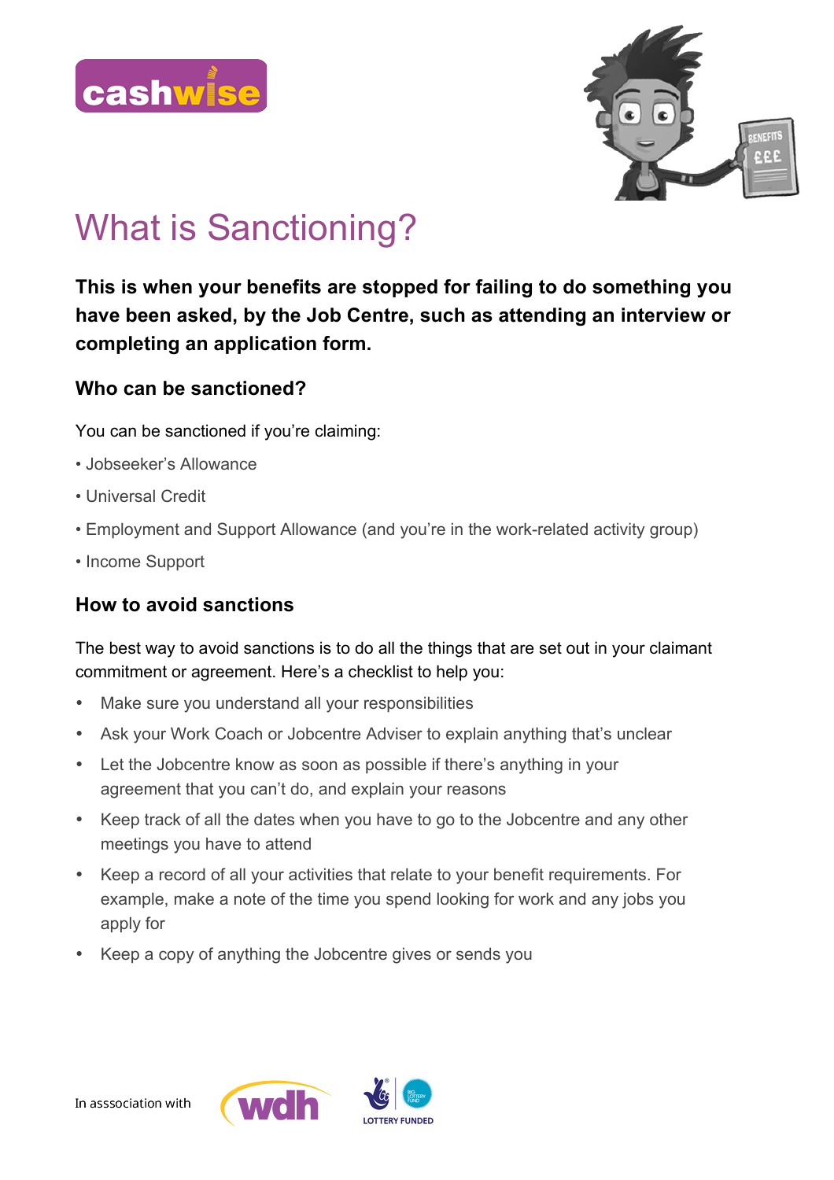cashwise

# What is Sanctioning?

**This is when your benefits are stopped for failing to do something you have been asked, by the Job Centre, such as attending an interview or completing an application form.**

### Who can be sanctioned?

You can be sanctioned if you're claiming:

- Jobseeker's Allowance
- Universal Credit
- Employment and Support Allowance (and you're in the work-related activity group)
- Income Support

### How to avoid sanctions

The best way to avoid sanctions is to do all the things that are set out in your claimant commitment or agreement. Here's a checklist to help you:

- Make sure you understand all your responsibilities
- Ask your Work Coach or Jobcentre Adviser to explain anything that's unclear
- Let the Jobcentre know as soon as possible if there's anything in your agreement that you can't do, and explain your reasons
- Keep track of all the dates when you have to go to the Jobcentre and any other meetings you have to attend
- Keep a record of all your activities that relate to your benefit requirements. For example, make a note of the time you spend looking for work and any jobs you apply for
- Keep a copy of anything the Jobcentre gives or sends you

In asssociation with wdh LOTTERY FUNDED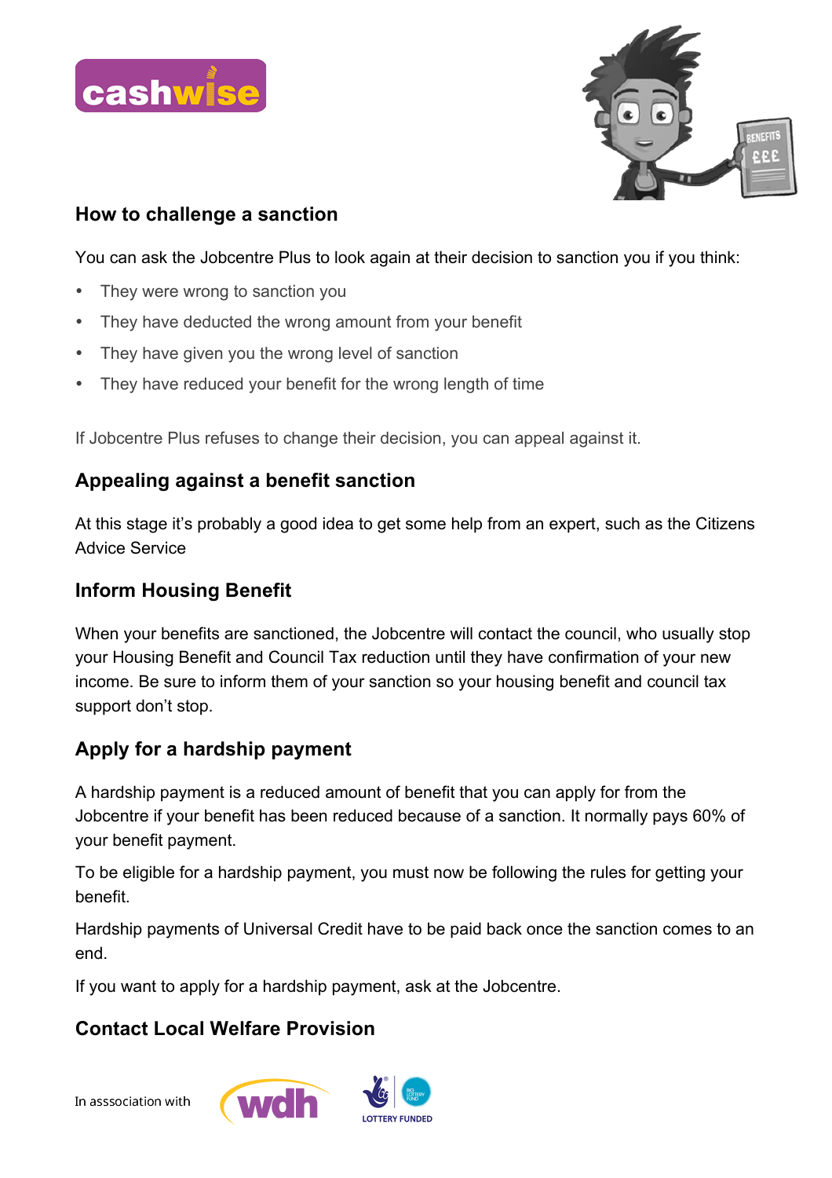## How to challenge a sanction

You can ask the Jobcentre Plus to look again at their decision to sanction you if you think:

- They were wrong to sanction you
- They have deducted the wrong amount from your benefit
- They have given you the wrong level of sanction
- They have reduced your benefit for the wrong length of time

If Jobcentre Plus refuses to change their decision, you can appeal against it.

## Appealing against a benefit sanction

At this stage it's probably a good idea to get some help from an expert, such as the Citizens Advice Service

## Inform Housing Benefit

When your benefits are sanctioned, the Jobcentre will contact the council, who usually stop your Housing Benefit and Council Tax reduction until they have confirmation of your new income. Be sure to inform them of your sanction so your housing benefit and council tax support don't stop.

## Apply for a hardship payment

A hardship payment is a reduced amount of benefit that you can apply for from the Jobcentre if your benefit has been reduced because of a sanction. It normally pays 60% of your benefit payment.

To be eligible for a hardship payment, you must now be following the rules for getting your benefit.

Hardship payments of Universal Credit have to be paid back once the sanction comes to an end.

If you want to apply for a hardship payment, ask at the Jobcentre.

## Contact Local Welfare Provision

In asssociation with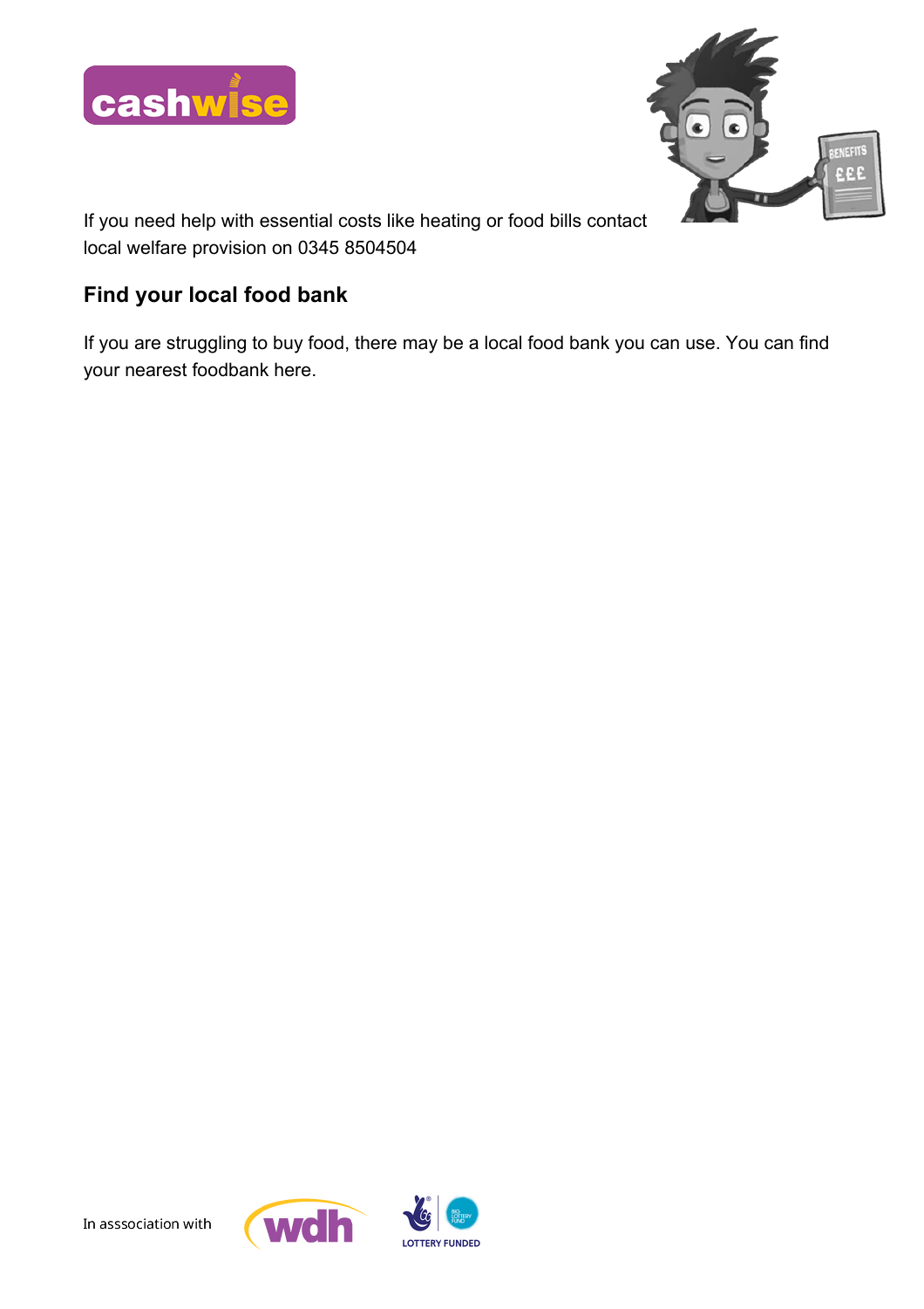If you need help with essential costs like heating or food bills contact local welfare provision on 0345 8504504

## Find your local food bank

If you are struggling to buy food, there may be a local food bank you can use. You can find your nearest foodbank here.

In asssociation with